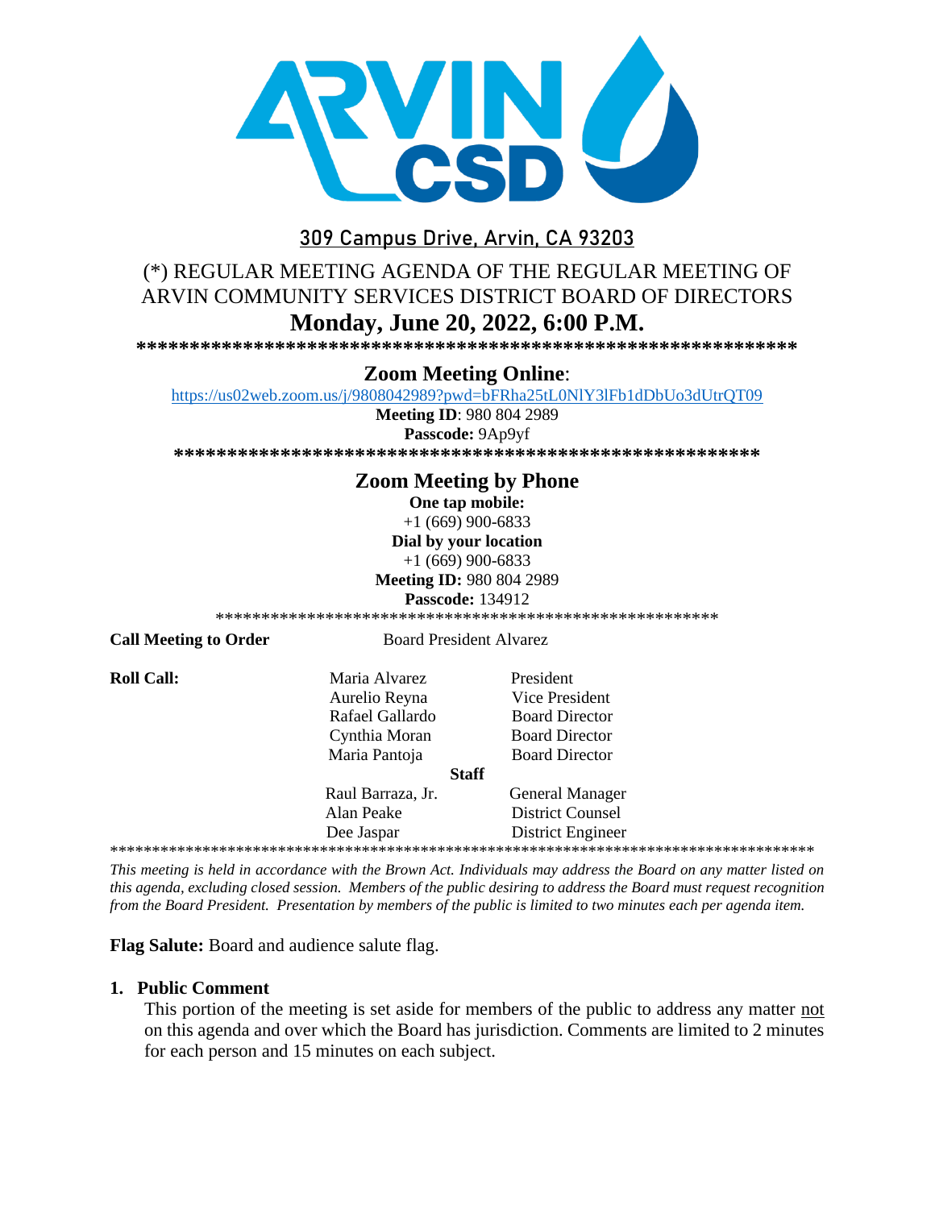**309 Campus Drive, Arvin, CA 93203**

# (*) REGULAR MEETING AGENDA OF THE REGULAR MEETING OF ARVIN COMMUNITY SERVICES DISTRICT BOARD OF DIRECTORS

## Monday, June 20, 2022, 6:00 P.M.

**************************************************************

**Zoom Meeting Online**:

https://us02web.zoom.us/j/9808042989?pwd=bFRha25tL0NlY3lFb1dDbUo3dUtrQT09

**Meeting ID**: 980 804 2989

**Passcode:** 9Ap9yf

**************************************************************

**Zoom Meeting by Phone**

**One tap mobile:**

+1 (669) 900-6833

**Dial by your location**

+1 (669) 900-6833

**Meeting ID:** 980 804 2989

**Passcode:** 134912

**************************************************************

**Call Meeting to Order** Board President Alvarez

**Roll Call:**

| | |
|---|---|
| Maria Alvarez | President |
| Aurelio Reyna | Vice President |
| Rafael Gallardo | Board Director |
| Cynthia Moran | Board Director |
| Maria Pantoja | Board Director |
| **Staff** | |
| Raul Barraza, Jr. | General Manager |
| Alan Peake | District Counsel |
| Dee Jaspar | District Engineer |

**************************************************************

*This meeting is held in accordance with the Brown Act. Individuals may address the Board on any matter listed on this agenda, excluding closed session. Members of the public desiring to address the Board must request recognition from the Board President. Presentation by members of the public is limited to two minutes each per agenda item.*

**Flag Salute:** Board and audience salute flag.

1. **Public Comment**

   This portion of the meeting is set aside for members of the public to address any matter not on this agenda and over which the Board has jurisdiction. Comments are limited to 2 minutes for each person and 15 minutes on each subject.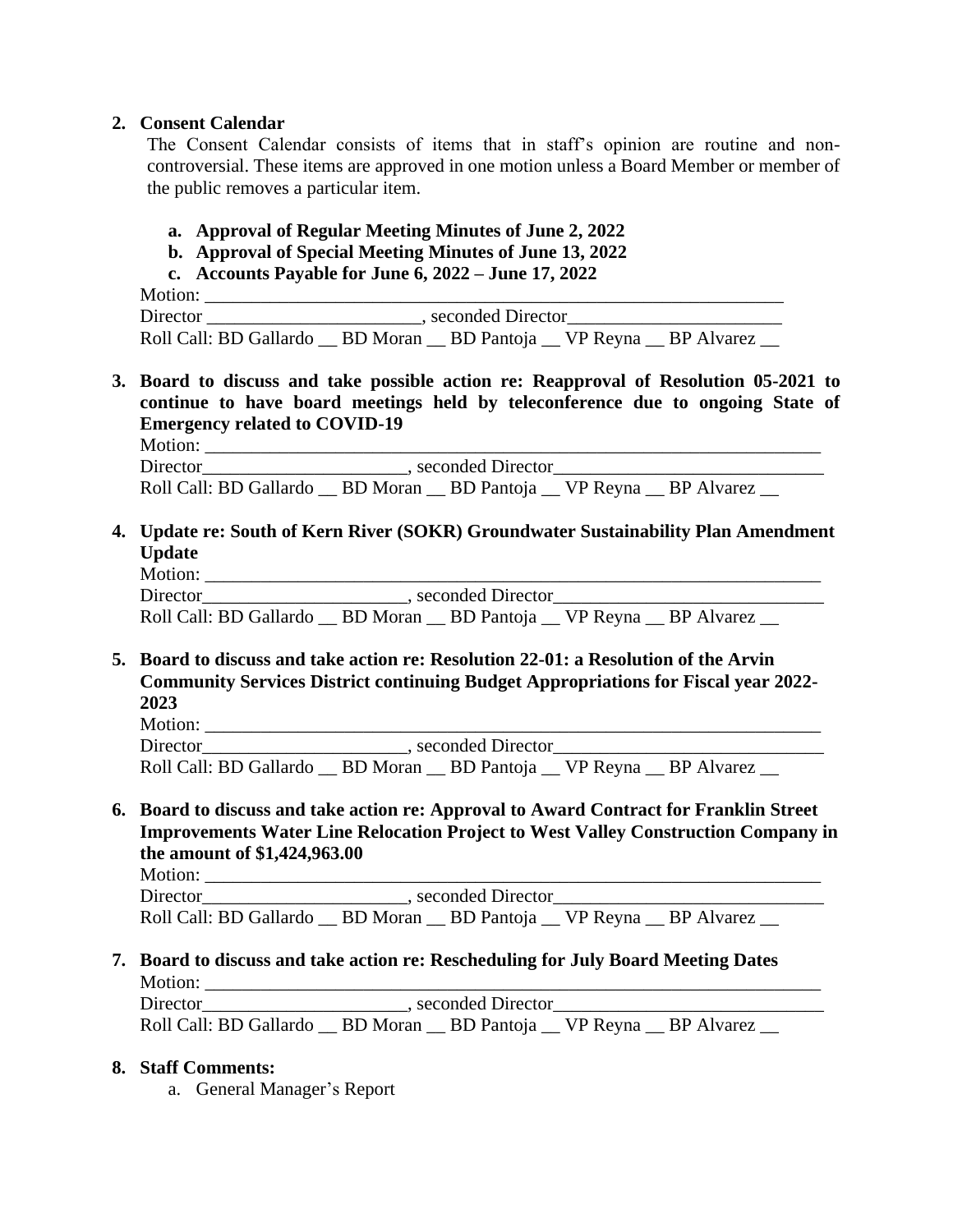2. **Consent Calendar**

   The Consent Calendar consists of items that in staff's opinion are routine and non-controversial. These items are approved in one motion unless a Board Member or member of the public removes a particular item.

   a. **Approval of Regular Meeting Minutes of June 2, 2022**
   b. **Approval of Special Meeting Minutes of June 13, 2022**
   c. **Accounts Payable for June 6, 2022 – June 17, 2022**

   Motion: ___________________________________________________________________
   Director _______________________, seconded Director_______________________
   Roll Call: BD Gallardo __ BD Moran __ BD Pantoja __ VP Reyna __ BP Alvarez __

3. **Board to discuss and take possible action re: Reapproval of Resolution 05-2021 to continue to have board meetings held by teleconference due to ongoing State of Emergency related to COVID-19**

   Motion: ___________________________________________________________________
   Director______________________, seconded Director_____________________________
   Roll Call: BD Gallardo __ BD Moran __ BD Pantoja __ VP Reyna __ BP Alvarez __

4. **Update re: South of Kern River (SOKR) Groundwater Sustainability Plan Amendment Update**

   Motion: ___________________________________________________________________
   Director______________________, seconded Director_____________________________
   Roll Call: BD Gallardo __ BD Moran __ BD Pantoja __ VP Reyna __ BP Alvarez __

5. **Board to discuss and take action re: Resolution 22-01: a Resolution of the Arvin Community Services District continuing Budget Appropriations for Fiscal year 2022-2023**

   Motion: ___________________________________________________________________
   Director______________________, seconded Director_____________________________
   Roll Call: BD Gallardo __ BD Moran __ BD Pantoja __ VP Reyna __ BP Alvarez __

6. **Board to discuss and take action re: Approval to Award Contract for Franklin Street Improvements Water Line Relocation Project to West Valley Construction Company in the amount of $1,424,963.00**

   Motion: ___________________________________________________________________
   Director______________________, seconded Director_____________________________
   Roll Call: BD Gallardo __ BD Moran __ BD Pantoja __ VP Reyna __ BP Alvarez __

7. **Board to discuss and take action re: Rescheduling for July Board Meeting Dates**

   Motion: ___________________________________________________________________
   Director______________________, seconded Director_____________________________
   Roll Call: BD Gallardo __ BD Moran __ BD Pantoja __ VP Reyna __ BP Alvarez __

8. **Staff Comments:**

   a. General Manager's Report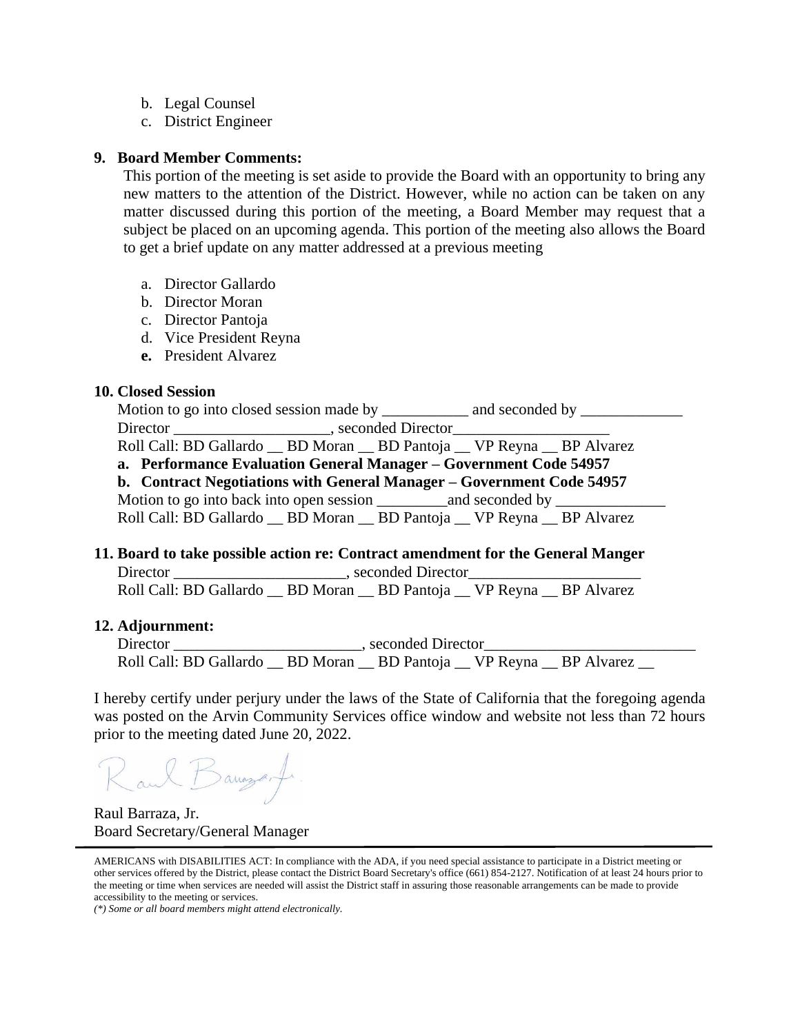b. Legal Counsel
c. District Engineer

**9. Board Member Comments:**

This portion of the meeting is set aside to provide the Board with an opportunity to bring any new matters to the attention of the District. However, while no action can be taken on any matter discussed during this portion of the meeting, a Board Member may request that a subject be placed on an upcoming agenda. This portion of the meeting also allows the Board to get a brief update on any matter addressed at a previous meeting

a. Director Gallardo
b. Director Moran
c. Director Pantoja
d. Vice President Reyna
**e.** President Alvarez

**10. Closed Session**

Motion to go into closed session made by ___________ and seconded by _____________
Director ____________________, seconded Director____________________
Roll Call: BD Gallardo __ BD Moran __ BD Pantoja __ VP Reyna __ BP Alvarez

**a. Performance Evaluation General Manager – Government Code 54957**
**b. Contract Negotiations with General Manager – Government Code 54957**

Motion to go into back into open session _________and seconded by ______________
Roll Call: BD Gallardo __ BD Moran __ BD Pantoja __ VP Reyna __ BP Alvarez

**11. Board to take possible action re: Contract amendment for the General Manger**

Director ______________________, seconded Director______________________
Roll Call: BD Gallardo __ BD Moran __ BD Pantoja __ VP Reyna __ BP Alvarez

**12. Adjournment:**

Director ________________________, seconded Director___________________________
Roll Call: BD Gallardo __ BD Moran __ BD Pantoja __ VP Reyna __ BP Alvarez __

I hereby certify under perjury under the laws of the State of California that the foregoing agenda was posted on the Arvin Community Services office window and website not less than 72 hours prior to the meeting dated June 20, 2022.

Raul Barraza, Jr.
Board Secretary/General Manager

---

AMERICANS with DISABILITIES ACT: In compliance with the ADA, if you need special assistance to participate in a District meeting or other services offered by the District, please contact the District Board Secretary's office (661) 854-2127. Notification of at least 24 hours prior to the meeting or time when services are needed will assist the District staff in assuring those reasonable arrangements can be made to provide accessibility to the meeting or services.

*(*) Some or all board members might attend electronically.*